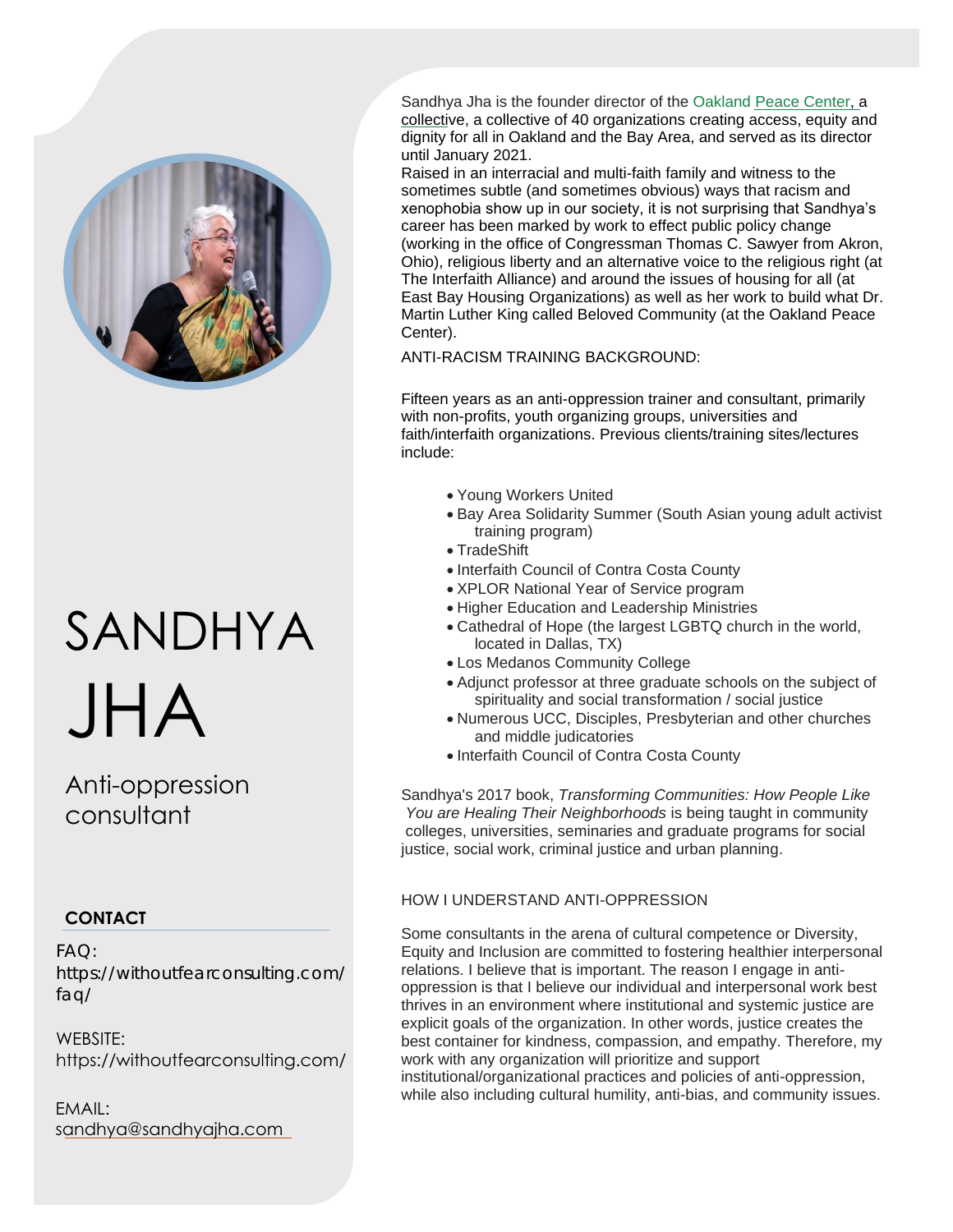# SANDHYA JHA

Anti-oppression consultant

## CONTACT

FAQ: https://withoutfearconsulting.com/faq/

WEBSITE: https://withoutfearconsulting.com/

EMAIL: sandhya@sandhyajha.com

Sandhya Jha is the founder director of the Oakland Peace Center, a collective, a collective of 40 organizations creating access, equity and dignity for all in Oakland and the Bay Area, and served as its director until January 2021.

Raised in an interracial and multi-faith family and witness to the sometimes subtle (and sometimes obvious) ways that racism and xenophobia show up in our society, it is not surprising that Sandhya's career has been marked by work to effect public policy change (working in the office of Congressman Thomas C. Sawyer from Akron, Ohio), religious liberty and an alternative voice to the religious right (at The Interfaith Alliance) and around the issues of housing for all (at East Bay Housing Organizations) as well as her work to build what Dr. Martin Luther King called Beloved Community (at the Oakland Peace Center).

ANTI-RACISM TRAINING BACKGROUND:

Fifteen years as an anti-oppression trainer and consultant, primarily with non-profits, youth organizing groups, universities and faith/interfaith organizations. Previous clients/training sites/lectures include:

- Young Workers United
- Bay Area Solidarity Summer (South Asian young adult activist training program)
- TradeShift
- Interfaith Council of Contra Costa County
- XPLOR National Year of Service program
- Higher Education and Leadership Ministries
- Cathedral of Hope (the largest LGBTQ church in the world, located in Dallas, TX)
- Los Medanos Community College
- Adjunct professor at three graduate schools on the subject of spirituality and social transformation / social justice
- Numerous UCC, Disciples, Presbyterian and other churches and middle judicatories
- Interfaith Council of Contra Costa County

Sandhya's 2017 book, *Transforming Communities: How People Like You are Healing Their Neighborhoods* is being taught in community colleges, universities, seminaries and graduate programs for social justice, social work, criminal justice and urban planning.

HOW I UNDERSTAND ANTI-OPPRESSION

Some consultants in the arena of cultural competence or Diversity, Equity and Inclusion are committed to fostering healthier interpersonal relations. I believe that is important. The reason I engage in anti-oppression is that I believe our individual and interpersonal work best thrives in an environment where institutional and systemic justice are explicit goals of the organization. In other words, justice creates the best container for kindness, compassion, and empathy. Therefore, my work with any organization will prioritize and support institutional/organizational practices and policies of anti-oppression, while also including cultural humility, anti-bias, and community issues.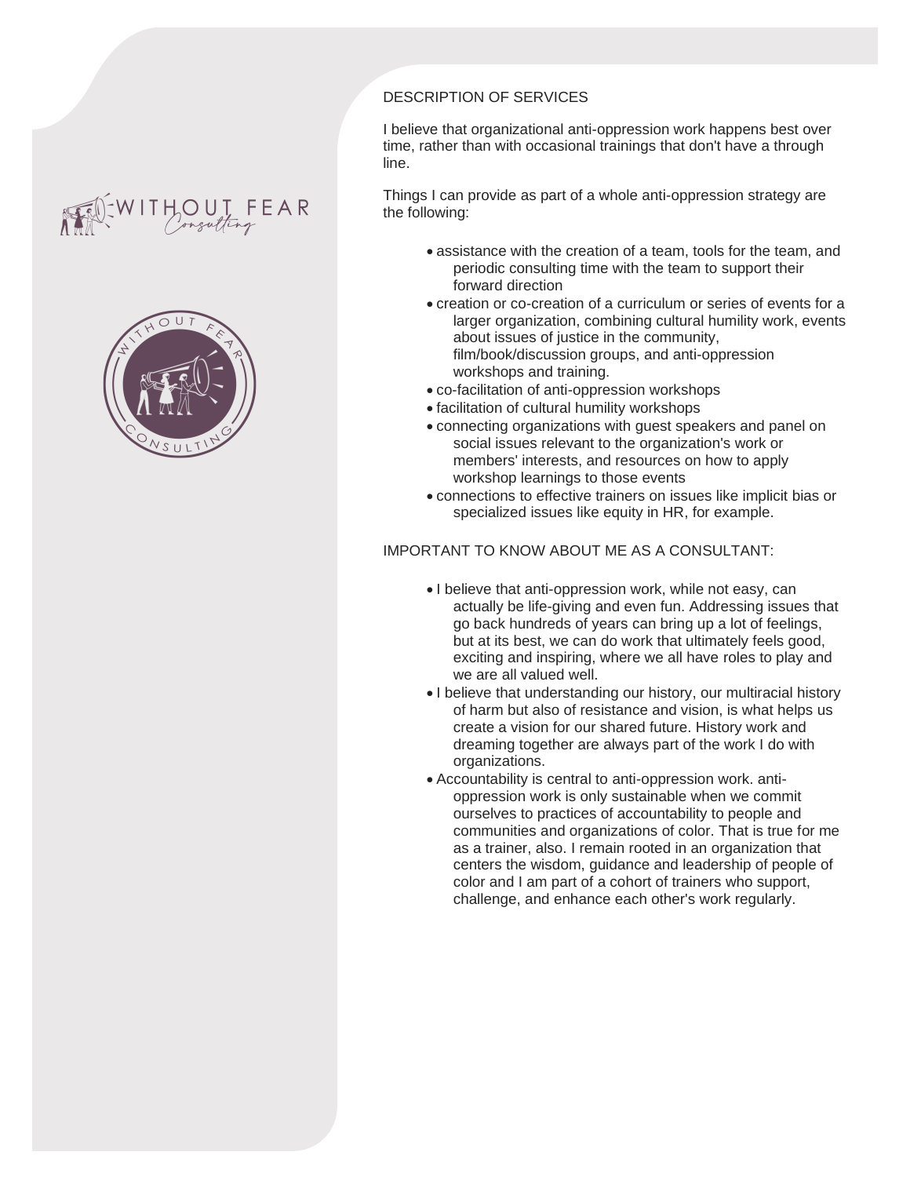## DESCRIPTION OF SERVICES

I believe that organizational anti-oppression work happens best over time, rather than with occasional trainings that don't have a through line.

Things I can provide as part of a whole anti-oppression strategy are the following:

- assistance with the creation of a team, tools for the team, and periodic consulting time with the team to support their forward direction
- creation or co-creation of a curriculum or series of events for a larger organization, combining cultural humility work, events about issues of justice in the community, film/book/discussion groups, and anti-oppression workshops and training.
- co-facilitation of anti-oppression workshops
- facilitation of cultural humility workshops
- connecting organizations with guest speakers and panel on social issues relevant to the organization's work or members' interests, and resources on how to apply workshop learnings to those events
- connections to effective trainers on issues like implicit bias or specialized issues like equity in HR, for example.

## IMPORTANT TO KNOW ABOUT ME AS A CONSULTANT:

- I believe that anti-oppression work, while not easy, can actually be life-giving and even fun. Addressing issues that go back hundreds of years can bring up a lot of feelings, but at its best, we can do work that ultimately feels good, exciting and inspiring, where we all have roles to play and we are all valued well.
- I believe that understanding our history, our multiracial history of harm but also of resistance and vision, is what helps us create a vision for our shared future. History work and dreaming together are always part of the work I do with organizations.
- Accountability is central to anti-oppression work. anti-oppression work is only sustainable when we commit ourselves to practices of accountability to people and communities and organizations of color. That is true for me as a trainer, also. I remain rooted in an organization that centers the wisdom, guidance and leadership of people of color and I am part of a cohort of trainers who support, challenge, and enhance each other's work regularly.